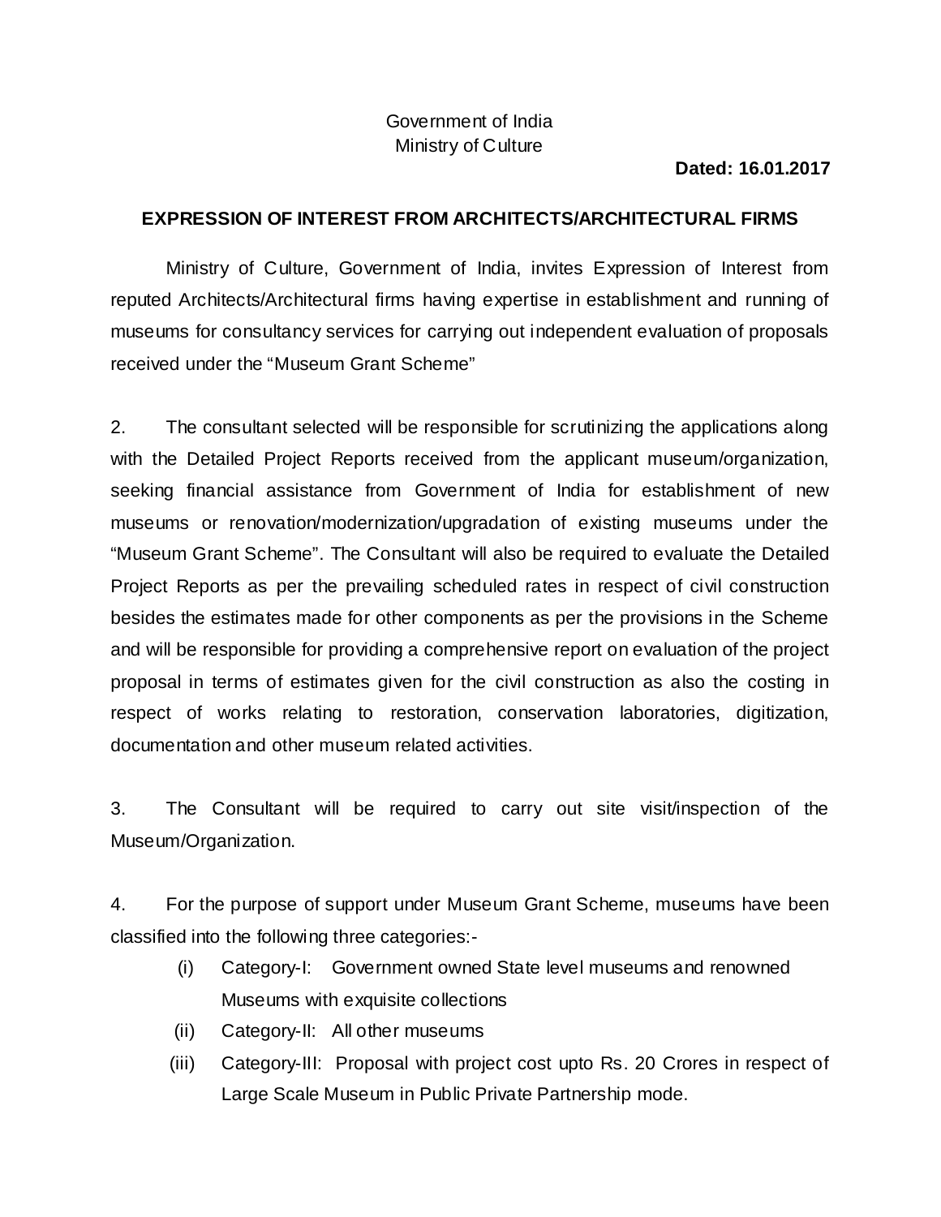Government of India
Ministry of Culture

**Dated: 16.01.2017**

**EXPRESSION OF INTEREST FROM ARCHITECTS/ARCHITECTURAL FIRMS**

Ministry of Culture, Government of India, invites Expression of Interest from reputed Architects/Architectural firms having expertise in establishment and running of museums for consultancy services for carrying out independent evaluation of proposals received under the "Museum Grant Scheme"

2. The consultant selected will be responsible for scrutinizing the applications along with the Detailed Project Reports received from the applicant museum/organization, seeking financial assistance from Government of India for establishment of new museums or renovation/modernization/upgradation of existing museums under the "Museum Grant Scheme". The Consultant will also be required to evaluate the Detailed Project Reports as per the prevailing scheduled rates in respect of civil construction besides the estimates made for other components as per the provisions in the Scheme and will be responsible for providing a comprehensive report on evaluation of the project proposal in terms of estimates given for the civil construction as also the costing in respect of works relating to restoration, conservation laboratories, digitization, documentation and other museum related activities.

3. The Consultant will be required to carry out site visit/inspection of the Museum/Organization.

4. For the purpose of support under Museum Grant Scheme, museums have been classified into the following three categories:-

(i) Category-I: Government owned State level museums and renowned Museums with exquisite collections

(ii) Category-II: All other museums

(iii) Category-III: Proposal with project cost upto Rs. 20 Crores in respect of Large Scale Museum in Public Private Partnership mode.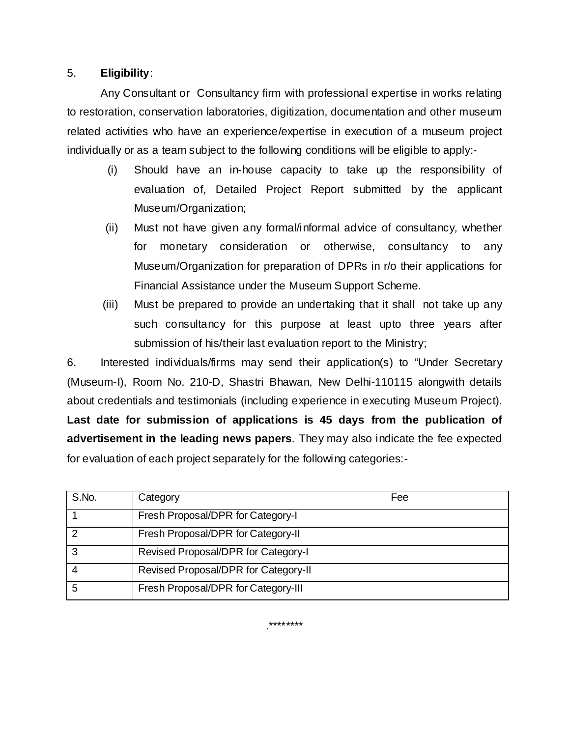5. **Eligibility**:

Any Consultant or Consultancy firm with professional expertise in works relating to restoration, conservation laboratories, digitization, documentation and other museum related activities who have an experience/expertise in execution of a museum project individually or as a team subject to the following conditions will be eligible to apply:-

(i) Should have an in-house capacity to take up the responsibility of evaluation of, Detailed Project Report submitted by the applicant Museum/Organization;

(ii) Must not have given any formal/informal advice of consultancy, whether for monetary consideration or otherwise, consultancy to any Museum/Organization for preparation of DPRs in r/o their applications for Financial Assistance under the Museum Support Scheme.

(iii) Must be prepared to provide an undertaking that it shall not take up any such consultancy for this purpose at least upto three years after submission of his/their last evaluation report to the Ministry;

6. Interested individuals/firms may send their application(s) to "Under Secretary (Museum-I), Room No. 210-D, Shastri Bhawan, New Delhi-110115 alongwith details about credentials and testimonials (including experience in executing Museum Project). **Last date for submission of applications is 45 days from the publication of advertisement in the leading news papers**. They may also indicate the fee expected for evaluation of each project separately for the following categories:-

| S.No. | Category | Fee |
|---|---|---|
| 1 | Fresh Proposal/DPR for Category-I | |
| 2 | Fresh Proposal/DPR for Category-II | |
| 3 | Revised Proposal/DPR for Category-I | |
| 4 | Revised Proposal/DPR for Category-II | |
| 5 | Fresh Proposal/DPR for Category-III | |

.********